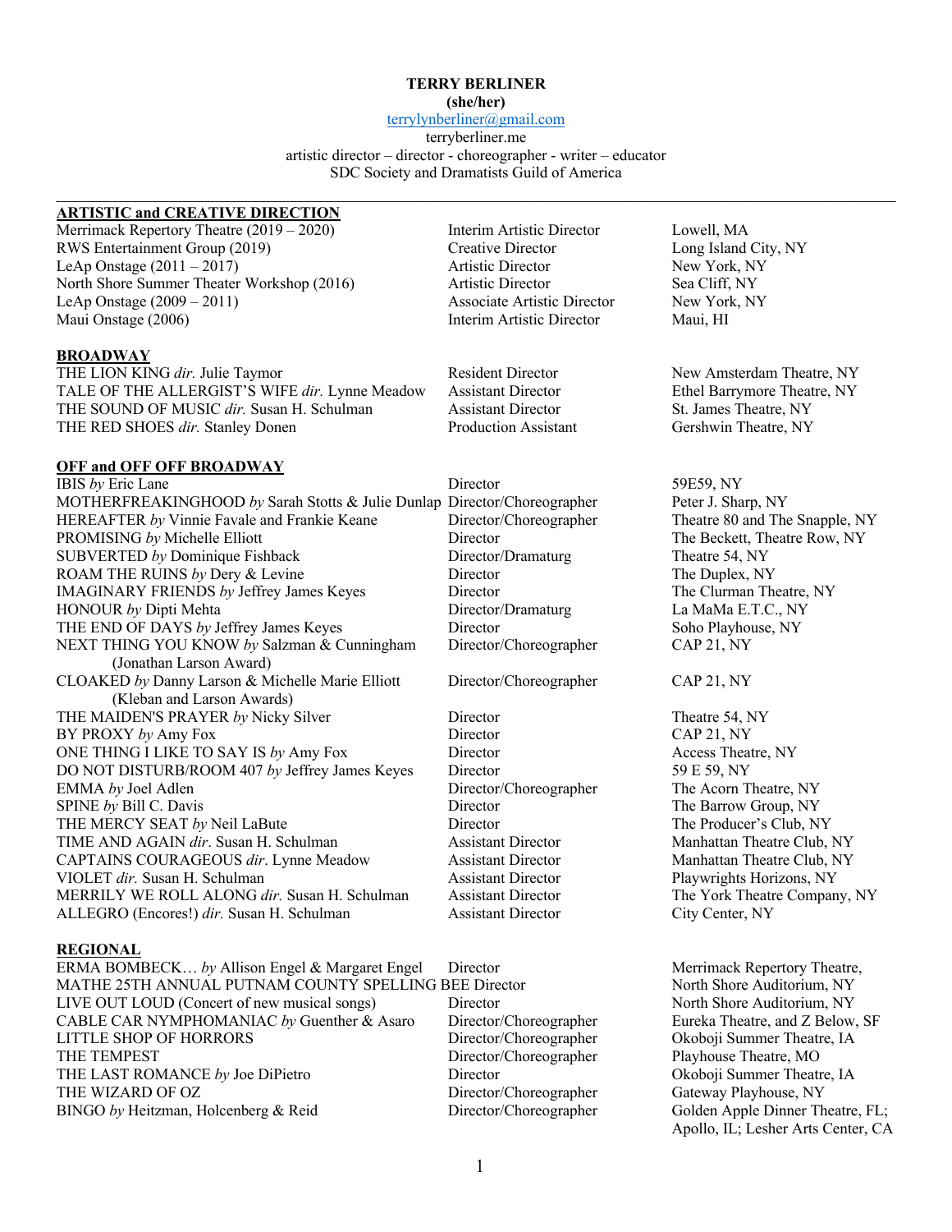**TERRY BERLINER**
**(she/her)**
terrylynberliner@gmail.com
terryberliner.me
artistic director – director - choreographer - writer – educator
SDC Society and Dramatists Guild of America

---

## ARTISTIC and CREATIVE DIRECTION

| | | |
|---|---|---|
| Merrimack Repertory Theatre (2019 – 2020) | Interim Artistic Director | Lowell, MA |
| RWS Entertainment Group (2019) | Creative Director | Long Island City, NY |
| LeAp Onstage (2011 – 2017) | Artistic Director | New York, NY |
| North Shore Summer Theater Workshop (2016) | Artistic Director | Sea Cliff, NY |
| LeAp Onstage (2009 – 2011) | Associate Artistic Director | New York, NY |
| Maui Onstage (2006) | Interim Artistic Director | Maui, HI |

## BROADWAY

| | | |
|---|---|---|
| THE LION KING *dir.* Julie Taymor | Resident Director | New Amsterdam Theatre, NY |
| TALE OF THE ALLERGIST'S WIFE *dir.* Lynne Meadow | Assistant Director | Ethel Barrymore Theatre, NY |
| THE SOUND OF MUSIC *dir.* Susan H. Schulman | Assistant Director | St. James Theatre, NY |
| THE RED SHOES *dir.* Stanley Donen | Production Assistant | Gershwin Theatre, NY |

## OFF and OFF OFF BROADWAY

| | | |
|---|---|---|
| IBIS *by* Eric Lane | Director | 59E59, NY |
| MOTHERFREAKINGHOOD *by* Sarah Stotts & Julie Dunlap | Director/Choreographer | Peter J. Sharp, NY |
| HEREAFTER *by* Vinnie Favale and Frankie Keane | Director/Choreographer | Theatre 80 and The Snapple, NY |
| PROMISING *by* Michelle Elliott | Director | The Beckett, Theatre Row, NY |
| SUBVERTED *by* Dominique Fishback | Director/Dramaturg | Theatre 54, NY |
| ROAM THE RUINS *by* Dery & Levine | Director | The Duplex, NY |
| IMAGINARY FRIENDS *by* Jeffrey James Keyes | Director | The Clurman Theatre, NY |
| HONOUR *by* Dipti Mehta | Director/Dramaturg | La MaMa E.T.C., NY |
| THE END OF DAYS *by* Jeffrey James Keyes | Director | Soho Playhouse, NY |
| NEXT THING YOU KNOW *by* Salzman & Cunningham (Jonathan Larson Award) | Director/Choreographer | CAP 21, NY |
| CLOAKED *by* Danny Larson & Michelle Marie Elliott (Kleban and Larson Awards) | Director/Choreographer | CAP 21, NY |
| THE MAIDEN'S PRAYER *by* Nicky Silver | Director | Theatre 54, NY |
| BY PROXY *by* Amy Fox | Director | CAP 21, NY |
| ONE THING I LIKE TO SAY IS *by* Amy Fox | Director | Access Theatre, NY |
| DO NOT DISTURB/ROOM 407 *by* Jeffrey James Keyes | Director | 59 E 59, NY |
| EMMA *by* Joel Adlen | Director/Choreographer | The Acorn Theatre, NY |
| SPINE *by* Bill C. Davis | Director | The Barrow Group, NY |
| THE MERCY SEAT *by* Neil LaBute | Director | The Producer's Club, NY |
| TIME AND AGAIN *dir*. Susan H. Schulman | Assistant Director | Manhattan Theatre Club, NY |
| CAPTAINS COURAGEOUS *dir*. Lynne Meadow | Assistant Director | Manhattan Theatre Club, NY |
| VIOLET *dir.* Susan H. Schulman | Assistant Director | Playwrights Horizons, NY |
| MERRILY WE ROLL ALONG *dir.* Susan H. Schulman | Assistant Director | The York Theatre Company, NY |
| ALLEGRO (Encores!) *dir.* Susan H. Schulman | Assistant Director | City Center, NY |

## REGIONAL

| | | |
|---|---|---|
| ERMA BOMBECK… *by* Allison Engel & Margaret Engel | Director | Merrimack Repertory Theatre, |
| MATHE 25TH ANNUAL PUTNAM COUNTY SPELLING BEE | Director | North Shore Auditorium, NY |
| LIVE OUT LOUD (Concert of new musical songs) | Director | North Shore Auditorium, NY |
| CABLE CAR NYMPHOMANIAC *by* Guenther & Asaro | Director/Choreographer | Eureka Theatre, and Z Below, SF |
| LITTLE SHOP OF HORRORS | Director/Choreographer | Okoboji Summer Theatre, IA |
| THE TEMPEST | Director/Choreographer | Playhouse Theatre, MO |
| THE LAST ROMANCE *by* Joe DiPietro | Director | Okoboji Summer Theatre, IA |
| THE WIZARD OF OZ | Director/Choreographer | Gateway Playhouse, NY |
| BINGO *by* Heitzman, Holcenberg & Reid | Director/Choreographer | Golden Apple Dinner Theatre, FL; Apollo, IL; Lesher Arts Center, CA |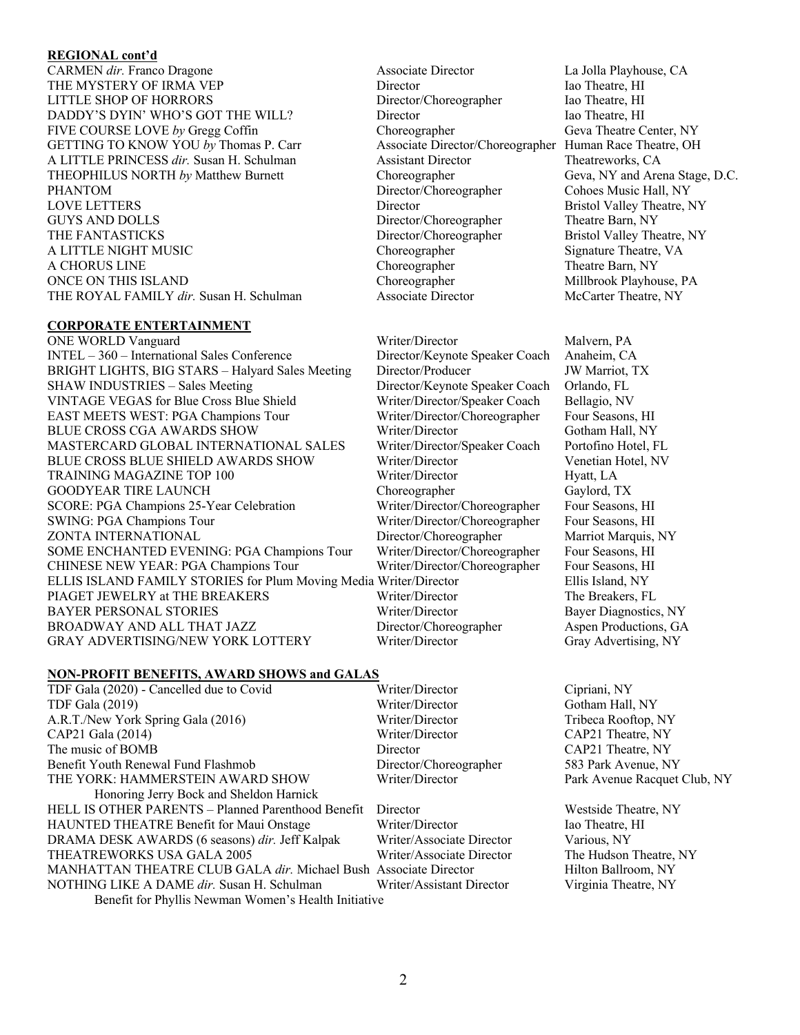**REGIONAL cont'd**

| | | |
|---|---|---|
| CARMEN *dir.* Franco Dragone | Associate Director | La Jolla Playhouse, CA |
| THE MYSTERY OF IRMA VEP | Director | Iao Theatre, HI |
| LITTLE SHOP OF HORRORS | Director/Choreographer | Iao Theatre, HI |
| DADDY'S DYIN' WHO'S GOT THE WILL? | Director | Iao Theatre, HI |
| FIVE COURSE LOVE *by* Gregg Coffin | Choreographer | Geva Theatre Center, NY |
| GETTING TO KNOW YOU *by* Thomas P. Carr | Associate Director/Choreographer | Human Race Theatre, OH |
| A LITTLE PRINCESS *dir.* Susan H. Schulman | Assistant Director | Theatreworks, CA |
| THEOPHILUS NORTH *by* Matthew Burnett | Choreographer | Geva, NY and Arena Stage, D.C. |
| PHANTOM | Director/Choreographer | Cohoes Music Hall, NY |
| LOVE LETTERS | Director | Bristol Valley Theatre, NY |
| GUYS AND DOLLS | Director/Choreographer | Theatre Barn, NY |
| THE FANTASTICKS | Director/Choreographer | Bristol Valley Theatre, NY |
| A LITTLE NIGHT MUSIC | Choreographer | Signature Theatre, VA |
| A CHORUS LINE | Choreographer | Theatre Barn, NY |
| ONCE ON THIS ISLAND | Choreographer | Millbrook Playhouse, PA |
| THE ROYAL FAMILY *dir.* Susan H. Schulman | Associate Director | McCarter Theatre, NY |

**CORPORATE ENTERTAINMENT**

| | | |
|---|---|---|
| ONE WORLD Vanguard | Writer/Director | Malvern, PA |
| INTEL – 360 – International Sales Conference | Director/Keynote Speaker Coach | Anaheim, CA |
| BRIGHT LIGHTS, BIG STARS – Halyard Sales Meeting | Director/Producer | JW Marriot, TX |
| SHAW INDUSTRIES – Sales Meeting | Director/Keynote Speaker Coach | Orlando, FL |
| VINTAGE VEGAS for Blue Cross Blue Shield | Writer/Director/Speaker Coach | Bellagio, NV |
| EAST MEETS WEST: PGA Champions Tour | Writer/Director/Choreographer | Four Seasons, HI |
| BLUE CROSS CGA AWARDS SHOW | Writer/Director | Gotham Hall, NY |
| MASTERCARD GLOBAL INTERNATIONAL SALES | Writer/Director/Speaker Coach | Portofino Hotel, FL |
| BLUE CROSS BLUE SHIELD AWARDS SHOW | Writer/Director | Venetian Hotel, NV |
| TRAINING MAGAZINE TOP 100 | Writer/Director | Hyatt, LA |
| GOODYEAR TIRE LAUNCH | Choreographer | Gaylord, TX |
| SCORE: PGA Champions 25-Year Celebration | Writer/Director/Choreographer | Four Seasons, HI |
| SWING: PGA Champions Tour | Writer/Director/Choreographer | Four Seasons, HI |
| ZONTA INTERNATIONAL | Director/Choreographer | Marriot Marquis, NY |
| SOME ENCHANTED EVENING: PGA Champions Tour | Writer/Director/Choreographer | Four Seasons, HI |
| CHINESE NEW YEAR: PGA Champions Tour | Writer/Director/Choreographer | Four Seasons, HI |
| ELLIS ISLAND FAMILY STORIES for Plum Moving Media | Writer/Director | Ellis Island, NY |
| PIAGET JEWELRY at THE BREAKERS | Writer/Director | The Breakers, FL |
| BAYER PERSONAL STORIES | Writer/Director | Bayer Diagnostics, NY |
| BROADWAY AND ALL THAT JAZZ | Director/Choreographer | Aspen Productions, GA |
| GRAY ADVERTISING/NEW YORK LOTTERY | Writer/Director | Gray Advertising, NY |

**NON-PROFIT BENEFITS, AWARD SHOWS and GALAS**

| | | |
|---|---|---|
| TDF Gala (2020) - Cancelled due to Covid | Writer/Director | Cipriani, NY |
| TDF Gala (2019) | Writer/Director | Gotham Hall, NY |
| A.R.T./New York Spring Gala (2016) | Writer/Director | Tribeca Rooftop, NY |
| CAP21 Gala (2014) | Writer/Director | CAP21 Theatre, NY |
| The music of BOMB | Director | CAP21 Theatre, NY |
| Benefit Youth Renewal Fund Flashmob | Director/Choreographer | 583 Park Avenue, NY |
| THE YORK: HAMMERSTEIN AWARD SHOW Honoring Jerry Bock and Sheldon Harnick | Writer/Director | Park Avenue Racquet Club, NY |
| HELL IS OTHER PARENTS – Planned Parenthood Benefit | Director | Westside Theatre, NY |
| HAUNTED THEATRE Benefit for Maui Onstage | Writer/Director | Iao Theatre, HI |
| DRAMA DESK AWARDS (6 seasons) *dir.* Jeff Kalpak | Writer/Associate Director | Various, NY |
| THEATREWORKS USA GALA 2005 | Writer/Associate Director | The Hudson Theatre, NY |
| MANHATTAN THEATRE CLUB GALA *dir.* Michael Bush | Associate Director | Hilton Ballroom, NY |
| NOTHING LIKE A DAME *dir.* Susan H. Schulman Benefit for Phyllis Newman Women's Health Initiative | Writer/Assistant Director | Virginia Theatre, NY |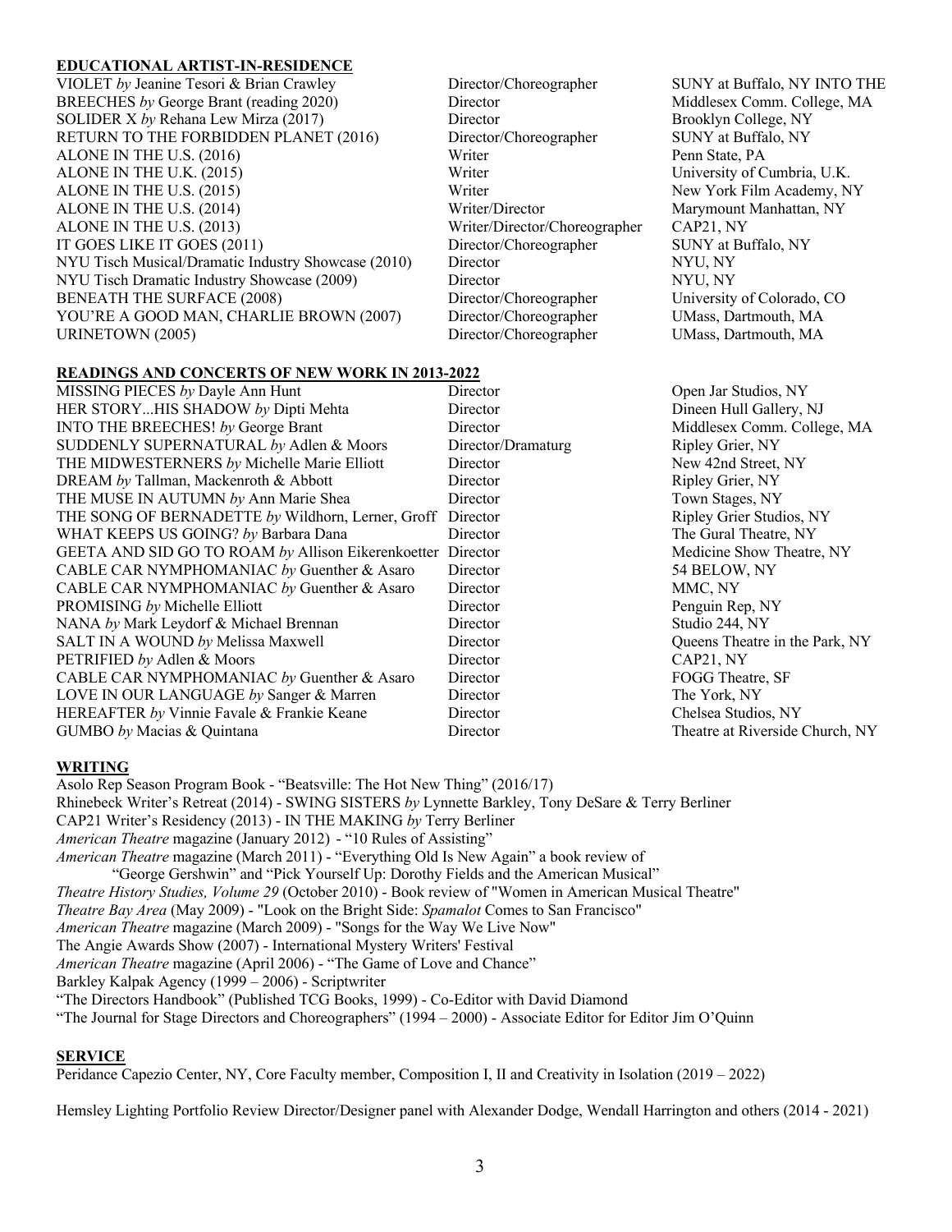## EDUCATIONAL ARTIST-IN-RESIDENCE

| | | |
|---|---|---|
| VIOLET *by* Jeanine Tesori & Brian Crawley | Director/Choreographer | SUNY at Buffalo, NY INTO THE |
| BREECHES *by* George Brant (reading 2020) | Director | Middlesex Comm. College, MA |
| SOLIDER X *by* Rehana Lew Mirza (2017) | Director | Brooklyn College, NY |
| RETURN TO THE FORBIDDEN PLANET (2016) | Director/Choreographer | SUNY at Buffalo, NY |
| ALONE IN THE U.S. (2016) | Writer | Penn State, PA |
| ALONE IN THE U.K. (2015) | Writer | University of Cumbria, U.K. |
| ALONE IN THE U.S. (2015) | Writer | New York Film Academy, NY |
| ALONE IN THE U.S. (2014) | Writer/Director | Marymount Manhattan, NY |
| ALONE IN THE U.S. (2013) | Writer/Director/Choreographer | CAP21, NY |
| IT GOES LIKE IT GOES (2011) | Director/Choreographer | SUNY at Buffalo, NY |
| NYU Tisch Musical/Dramatic Industry Showcase (2010) | Director | NYU, NY |
| NYU Tisch Dramatic Industry Showcase (2009) | Director | NYU, NY |
| BENEATH THE SURFACE (2008) | Director/Choreographer | University of Colorado, CO |
| YOU'RE A GOOD MAN, CHARLIE BROWN (2007) | Director/Choreographer | UMass, Dartmouth, MA |
| URINETOWN (2005) | Director/Choreographer | UMass, Dartmouth, MA |

## READINGS AND CONCERTS OF NEW WORK IN 2013-2022

| | | |
|---|---|---|
| MISSING PIECES *by* Dayle Ann Hunt | Director | Open Jar Studios, NY |
| HER STORY...HIS SHADOW *by* Dipti Mehta | Director | Dineen Hull Gallery, NJ |
| INTO THE BREECHES! *by* George Brant | Director | Middlesex Comm. College, MA |
| SUDDENLY SUPERNATURAL *by* Adlen & Moors | Director/Dramaturg | Ripley Grier, NY |
| THE MIDWESTERNERS *by* Michelle Marie Elliott | Director | New 42nd Street, NY |
| DREAM *by* Tallman, Mackenroth & Abbott | Director | Ripley Grier, NY |
| THE MUSE IN AUTUMN *by* Ann Marie Shea | Director | Town Stages, NY |
| THE SONG OF BERNADETTE *by* Wildhorn, Lerner, Groff | Director | Ripley Grier Studios, NY |
| WHAT KEEPS US GOING? *by* Barbara Dana | Director | The Gural Theatre, NY |
| GEETA AND SID GO TO ROAM *by* Allison Eikerenkoetter | Director | Medicine Show Theatre, NY |
| CABLE CAR NYMPHOMANIAC *by* Guenther & Asaro | Director | 54 BELOW, NY |
| CABLE CAR NYMPHOMANIAC *by* Guenther & Asaro | Director | MMC, NY |
| PROMISING *by* Michelle Elliott | Director | Penguin Rep, NY |
| NANA *by* Mark Leydorf & Michael Brennan | Director | Studio 244, NY |
| SALT IN A WOUND *by* Melissa Maxwell | Director | Queens Theatre in the Park, NY |
| PETRIFIED *by* Adlen & Moors | Director | CAP21, NY |
| CABLE CAR NYMPHOMANIAC *by* Guenther & Asaro | Director | FOGG Theatre, SF |
| LOVE IN OUR LANGUAGE *by* Sanger & Marren | Director | The York, NY |
| HEREAFTER *by* Vinnie Favale & Frankie Keane | Director | Chelsea Studios, NY |
| GUMBO *by* Macias & Quintana | Director | Theatre at Riverside Church, NY |

## WRITING

Asolo Rep Season Program Book - "Beatsville: The Hot New Thing" (2016/17)
Rhinebeck Writer's Retreat (2014) - SWING SISTERS *by* Lynnette Barkley, Tony DeSare & Terry Berliner
CAP21 Writer's Residency (2013) - IN THE MAKING *by* Terry Berliner
*American Theatre* magazine (January 2012) - "10 Rules of Assisting"
*American Theatre* magazine (March 2011) - "Everything Old Is New Again" a book review of
"George Gershwin" and "Pick Yourself Up: Dorothy Fields and the American Musical"
*Theatre History Studies, Volume 29* (October 2010) - Book review of "Women in American Musical Theatre"
*Theatre Bay Area* (May 2009) - "Look on the Bright Side: *Spamalot* Comes to San Francisco"
*American Theatre* magazine (March 2009) - "Songs for the Way We Live Now"
The Angie Awards Show (2007) - International Mystery Writers' Festival
*American Theatre* magazine (April 2006) - "The Game of Love and Chance"
Barkley Kalpak Agency (1999 – 2006) - Scriptwriter
"The Directors Handbook" (Published TCG Books, 1999) - Co-Editor with David Diamond
"The Journal for Stage Directors and Choreographers" (1994 – 2000) - Associate Editor for Editor Jim O'Quinn

## SERVICE

Peridance Capezio Center, NY, Core Faculty member, Composition I, II and Creativity in Isolation (2019 – 2022)

Hemsley Lighting Portfolio Review Director/Designer panel with Alexander Dodge, Wendall Harrington and others (2014 - 2021)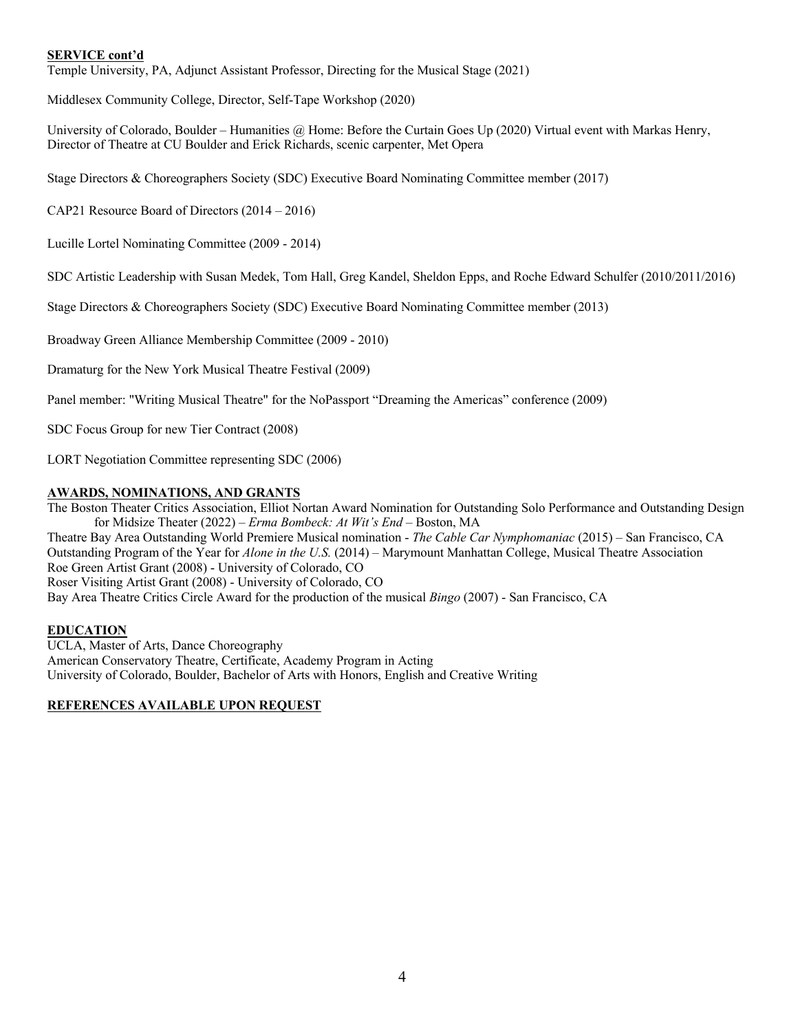## SERVICE cont'd

Temple University, PA, Adjunct Assistant Professor, Directing for the Musical Stage (2021)

Middlesex Community College, Director, Self-Tape Workshop (2020)

University of Colorado, Boulder – Humanities @ Home: Before the Curtain Goes Up (2020) Virtual event with Markas Henry, Director of Theatre at CU Boulder and Erick Richards, scenic carpenter, Met Opera

Stage Directors & Choreographers Society (SDC) Executive Board Nominating Committee member (2017)

CAP21 Resource Board of Directors (2014 – 2016)

Lucille Lortel Nominating Committee (2009 - 2014)

SDC Artistic Leadership with Susan Medek, Tom Hall, Greg Kandel, Sheldon Epps, and Roche Edward Schulfer (2010/2011/2016)

Stage Directors & Choreographers Society (SDC) Executive Board Nominating Committee member (2013)

Broadway Green Alliance Membership Committee (2009 - 2010)

Dramaturg for the New York Musical Theatre Festival (2009)

Panel member: "Writing Musical Theatre" for the NoPassport "Dreaming the Americas" conference (2009)

SDC Focus Group for new Tier Contract (2008)

LORT Negotiation Committee representing SDC (2006)

## AWARDS, NOMINATIONS, AND GRANTS

The Boston Theater Critics Association, Elliot Nortan Award Nomination for Outstanding Solo Performance and Outstanding Design for Midsize Theater (2022) – *Erma Bombeck: At Wit's End* – Boston, MA
Theatre Bay Area Outstanding World Premiere Musical nomination - *The Cable Car Nymphomaniac* (2015) – San Francisco, CA
Outstanding Program of the Year for *Alone in the U.S.* (2014) – Marymount Manhattan College, Musical Theatre Association
Roe Green Artist Grant (2008) - University of Colorado, CO
Roser Visiting Artist Grant (2008) - University of Colorado, CO
Bay Area Theatre Critics Circle Award for the production of the musical *Bingo* (2007) - San Francisco, CA

## EDUCATION

UCLA, Master of Arts, Dance Choreography
American Conservatory Theatre, Certificate, Academy Program in Acting
University of Colorado, Boulder, Bachelor of Arts with Honors, English and Creative Writing

## REFERENCES AVAILABLE UPON REQUEST